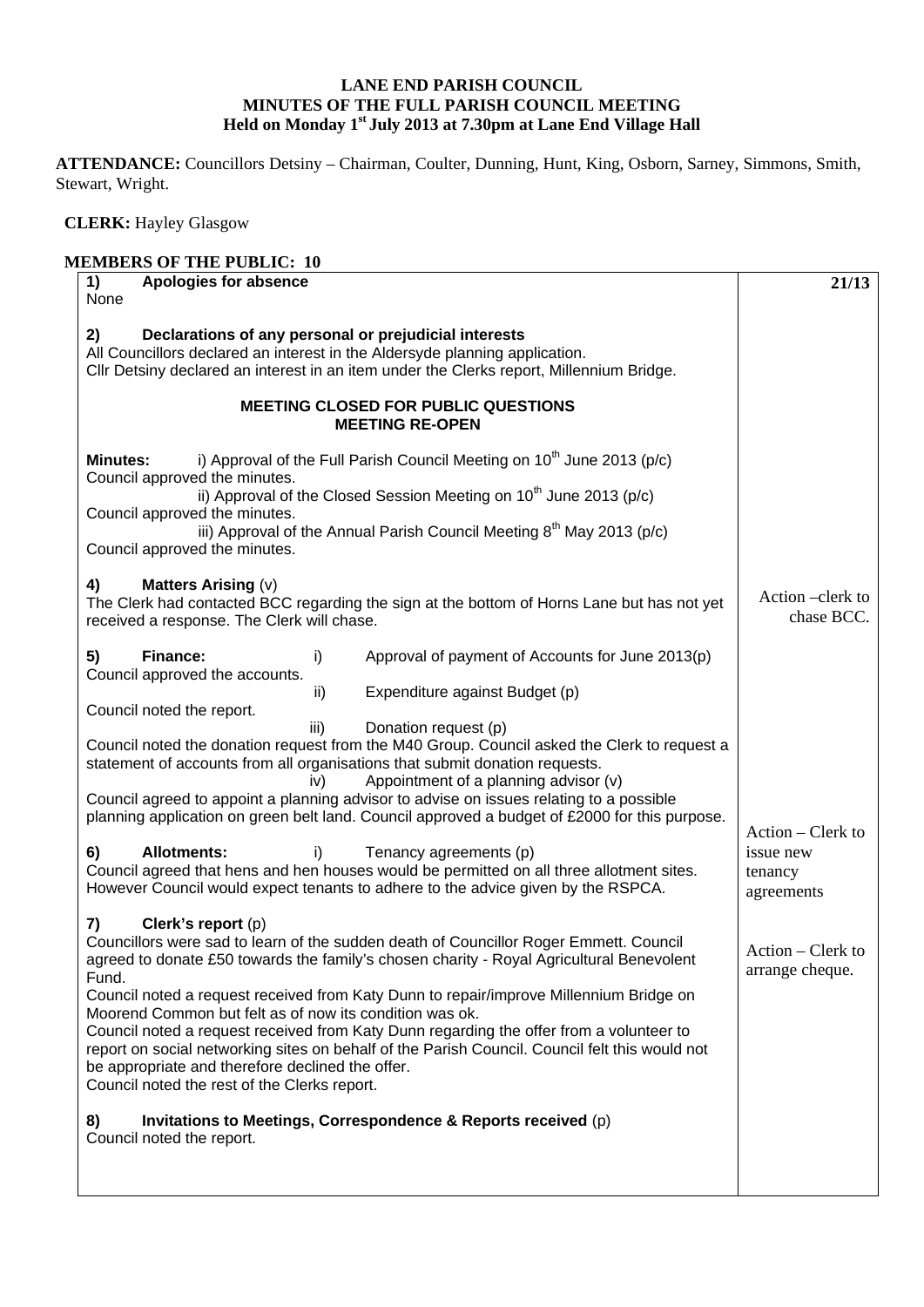# LANE END PARISH COUNCIL
## MINUTES OF THE FULL PARISH COUNCIL MEETING
### Held on Monday 1st July 2013 at 7.30pm at Lane End Village Hall

**ATTENDANCE:** Councillors Detsiny – Chairman, Coulter, Dunning, Hunt, King, Osborn, Sarney, Simmons, Smith, Stewart, Wright.

**CLERK:** Hayley Glasgow

**MEMBERS OF THE PUBLIC: 10**

| | 21/13 |
|---|---|
| **1) Apologies for absence**<br>None | |
| **2) Declarations of any personal or prejudicial interests**<br>All Councillors declared an interest in the Aldersyde planning application.<br>Cllr Detsiny declared an interest in an item under the Clerks report, Millennium Bridge. | |
| **MEETING CLOSED FOR PUBLIC QUESTIONS**<br>**MEETING RE-OPEN** | |
| **Minutes:** i) Approval of the Full Parish Council Meeting on 10th June 2013 (p/c)<br>Council approved the minutes.<br>ii) Approval of the Closed Session Meeting on 10th June 2013 (p/c)<br>Council approved the minutes.<br>iii) Approval of the Annual Parish Council Meeting 8th May 2013 (p/c)<br>Council approved the minutes. | |
| **4) Matters Arising** (v)<br>The Clerk had contacted BCC regarding the sign at the bottom of Horns Lane but has not yet received a response. The Clerk will chase. | Action –clerk to chase BCC. |
| **5) Finance:** i) Approval of payment of Accounts for June 2013(p)<br>Council approved the accounts.<br>ii) Expenditure against Budget (p)<br>Council noted the report.<br>iii) Donation request (p)<br>Council noted the donation request from the M40 Group. Council asked the Clerk to request a statement of accounts from all organisations that submit donation requests.<br>iv) Appointment of a planning advisor (v)<br>Council agreed to appoint a planning advisor to advise on issues relating to a possible planning application on green belt land. Council approved a budget of £2000 for this purpose. | |
| **6) Allotments:** i) Tenancy agreements (p)<br>Council agreed that hens and hen houses would be permitted on all three allotment sites. However Council would expect tenants to adhere to the advice given by the RSPCA. | Action – Clerk to issue new tenancy agreements |
| **7) Clerk's report** (p)<br>Councillors were sad to learn of the sudden death of Councillor Roger Emmett. Council agreed to donate £50 towards the family's chosen charity - Royal Agricultural Benevolent Fund.<br>Council noted a request received from Katy Dunn to repair/improve Millennium Bridge on Moorend Common but felt as of now its condition was ok.<br>Council noted a request received from Katy Dunn regarding the offer from a volunteer to report on social networking sites on behalf of the Parish Council. Council felt this would not be appropriate and therefore declined the offer.<br>Council noted the rest of the Clerks report. | Action – Clerk to arrange cheque. |
| **8) Invitations to Meetings, Correspondence & Reports received** (p)<br>Council noted the report. | |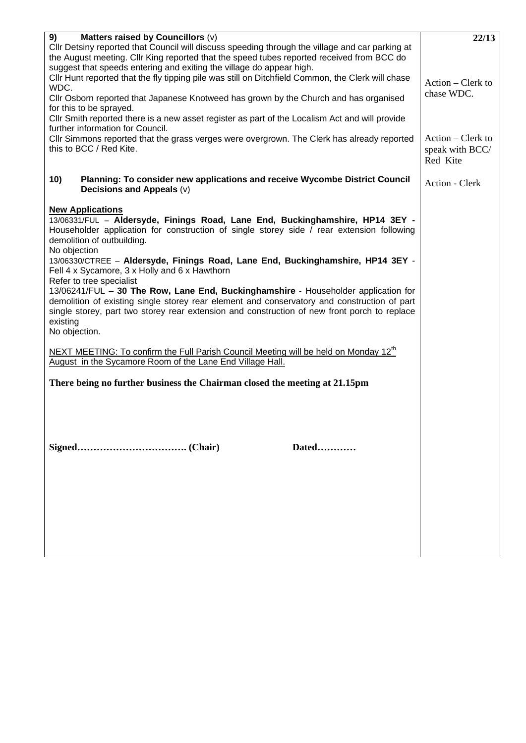**9) Matters raised by Councillors** (v)

**22/13**

Cllr Detsiny reported that Council will discuss speeding through the village and car parking at the August meeting. Cllr King reported that the speed tubes reported received from BCC do suggest that speeds entering and exiting the village do appear high.

Cllr Hunt reported that the fly tipping pile was still on Ditchfield Common, the Clerk will chase WDC.

Action – Clerk to chase WDC.

Cllr Osborn reported that Japanese Knotweed has grown by the Church and has organised for this to be sprayed.

Cllr Smith reported there is a new asset register as part of the Localism Act and will provide further information for Council.

Cllr Simmons reported that the grass verges were overgrown. The Clerk has already reported this to BCC / Red Kite.

Action – Clerk to speak with BCC/ Red Kite

**10) Planning: To consider new applications and receive Wycombe District Council Decisions and Appeals** (v)

Action - Clerk

**New Applications**

13/06331/FUL – **Aldersyde, Finings Road, Lane End, Buckinghamshire, HP14 3EY -** Householder application for construction of single storey side / rear extension following demolition of outbuilding.
No objection

13/06330/CTREE – **Aldersyde, Finings Road, Lane End, Buckinghamshire, HP14 3EY** - Fell 4 x Sycamore, 3 x Holly and 6 x Hawthorn
Refer to tree specialist

13/06241/FUL – **30 The Row, Lane End, Buckinghamshire** - Householder application for demolition of existing single storey rear element and conservatory and construction of part single storey, part two storey rear extension and construction of new front porch to replace existing
No objection.

NEXT MEETING: To confirm the Full Parish Council Meeting will be held on Monday 12th August in the Sycamore Room of the Lane End Village Hall.

**There being no further business the Chairman closed the meeting at 21.15pm**

**Signed……………………………. (Chair)** **Dated…………**